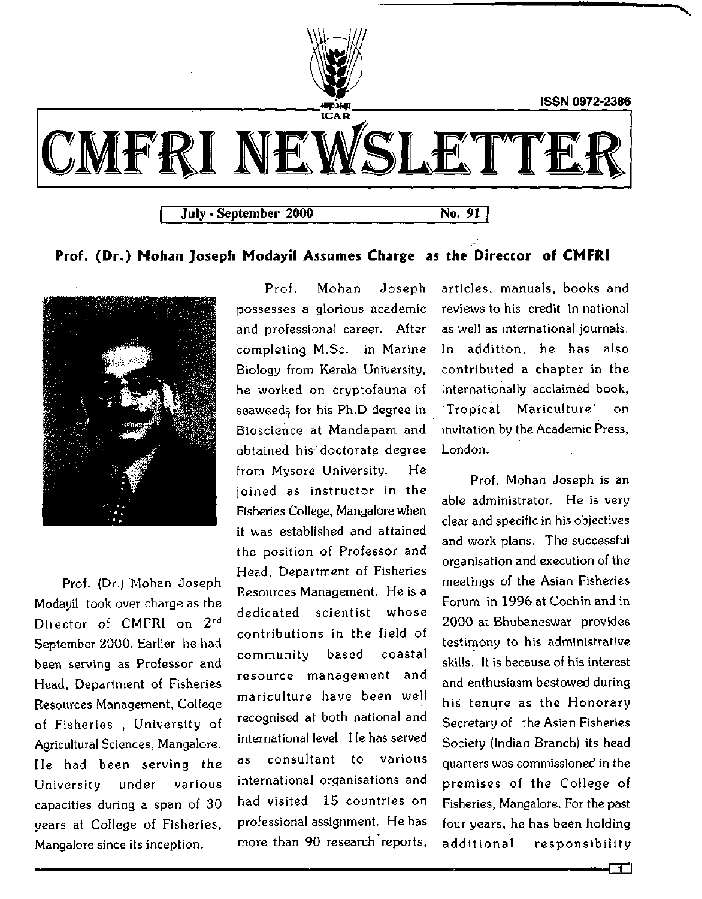ISSN 0972-2386

# CMFRI NEWSLETTER

July - September 2000 No. 91

## Prof. (Dr.) Mohan Joseph Modayil Assumes Charge as the Director of CMFRI

Prof. (Dr.) Mohan Joseph Modayil took over charge as the Director of CMFRI on 2nd September 2000. Earlier he had been serving as Professor and Head, Department of Fisheries Resources Management, College of Fisheries, University of Agricultural Sciences, Mangalore. He had been serving the University under various capacities during a span of 30 years at College of Fisheries, Mangalore since its inception.

Prof. Mohan Joseph possesses a glorious academic and professional career. After completing M.Sc. in Marine Biology from Kerala University, he worked on cryptofauna of seaweeds for his Ph.D degree in Bioscience at Mandapam and obtained his doctorate degree from Mysore University. He joined as instructor in the Fisheries College, Mangalore when it was established and attained the position of Professor and Head, Department of Fisheries Resources Management. He is a dedicated scientist whose contributions in the field of community based coastal resource management and mariculture have been well recognised at both national and international level. He has served as consultant to various international organisations and had visited 15 countries on professional assignment. He has more than 90 research reports, articles, manuals, books and reviews to his credit in national as well as international journals. In addition, he has also contributed a chapter in the internationally acclaimed book, 'Tropical Mariculture' on invitation by the Academic Press, London.

Prof. Mohan Joseph is an able administrator. He is very clear and specific in his objectives and work plans. The successful organisation and execution of the meetings of the Asian Fisheries Forum in 1996 at Cochin and in 2000 at Bhubaneswar provides testimony to his administrative skills. It is because of his interest and enthusiasm bestowed during his tenure as the Honorary Secretary of the Asian Fisheries Society (Indian Branch) its head quarters was commissioned in the premises of the College of Fisheries, Mangalore. For the past four years, he has been holding additional responsibility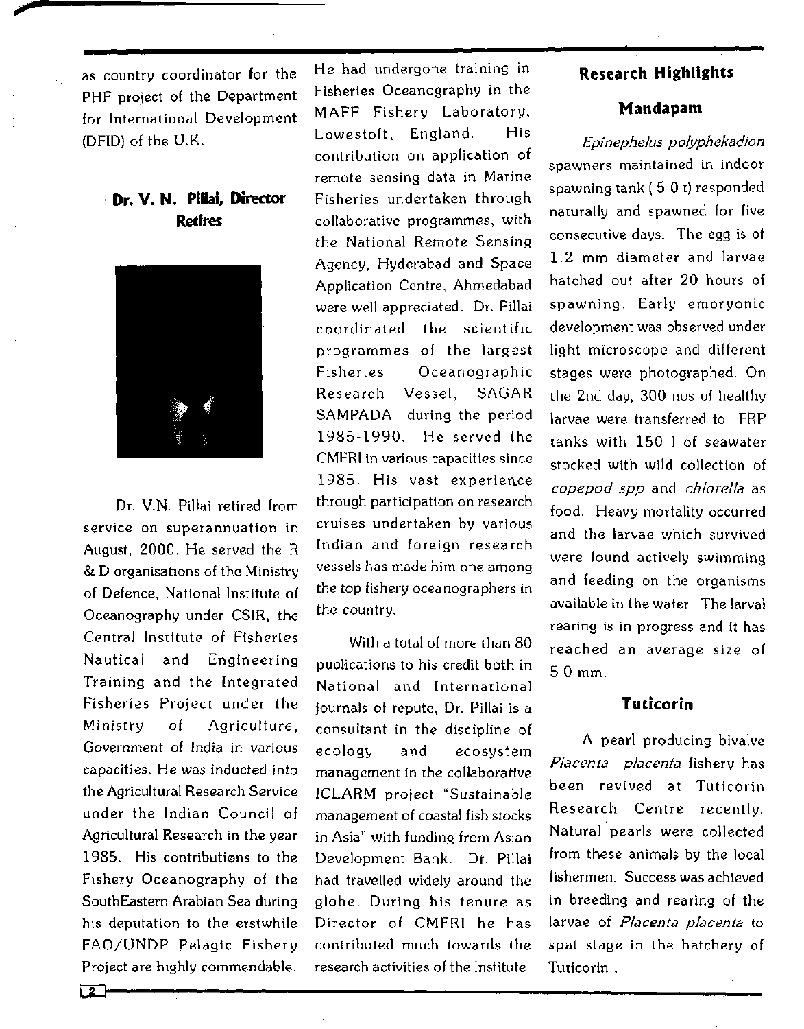as country coordinator for the PHF project of the Department for International Development (DFID) of the U.K.

## Dr. V. N. Pillai, Director Retires

Dr. V.N. Pillai retired from service on superannuation in August, 2000. He served the R & D organisations of the Ministry of Defence, National Institute of Oceanography under CSIR, the Central Institute of Fisheries Nautical and Engineering Training and the Integrated Fisheries Project under the Ministry of Agriculture, Government of India in various capacities. He was inducted into the Agricultural Research Service under the Indian Council of Agricultural Research in the year 1985. His contributions to the Fishery Oceanography of the SouthEastern Arabian Sea during his deputation to the erstwhile FAO/UNDP Pelagic Fishery Project are highly commendable. He had undergone training in Fisheries Oceanography in the MAFF Fishery Laboratory, Lowestoft, England. His contribution on application of remote sensing data in Marine Fisheries undertaken through collaborative programmes, with the National Remote Sensing Agency, Hyderabad and Space Application Centre, Ahmedabad were well appreciated. Dr. Pillai coordinated the scientific programmes of the largest Fisheries Oceanographic Research Vessel, SAGAR SAMPADA during the period 1985-1990. He served the CMFRI in various capacities since 1985. His vast experience through participation on research cruises undertaken by various Indian and foreign research vessels has made him one among the top fishery oceanographers in the country.

With a total of more than 80 publications to his credit both in National and International journals of repute, Dr. Pillai is a consultant in the discipline of ecology and ecosystem management in the collaborative ICLARM project "Sustainable management of coastal fish stocks in Asia" with funding from Asian Development Bank. Dr. Pillai had travelled widely around the globe. During his tenure as Director of CMFRI he has contributed much towards the research activities of the Institute.

## Research Highlights

### Mandapam

*Epinephelus polyphekadion* spawners maintained in indoor spawning tank ( 5.0 t) responded naturally and spawned for five consecutive days. The egg is of 1.2 mm diameter and larvae hatched out after 20 hours of spawning. Early embryonic development was observed under light microscope and different stages were photographed. On the 2nd day, 300 nos of healthy larvae were transferred to FRP tanks with 150 l of seawater stocked with wild collection of *copepod spp* and *chlorella* as food. Heavy mortality occurred and the larvae which survived were found actively swimming and feeding on the organisms available in the water. The larval rearing is in progress and it has reached an average size of 5.0 mm.

### Tuticorin

A pearl producing bivalve *Placenta placenta* fishery has been revived at Tuticorin Research Centre recently. Natural pearls were collected from these animals by the local fishermen. Success was achieved in breeding and rearing of the larvae of *Placenta placenta* to spat stage in the hatchery of Tuticorin .